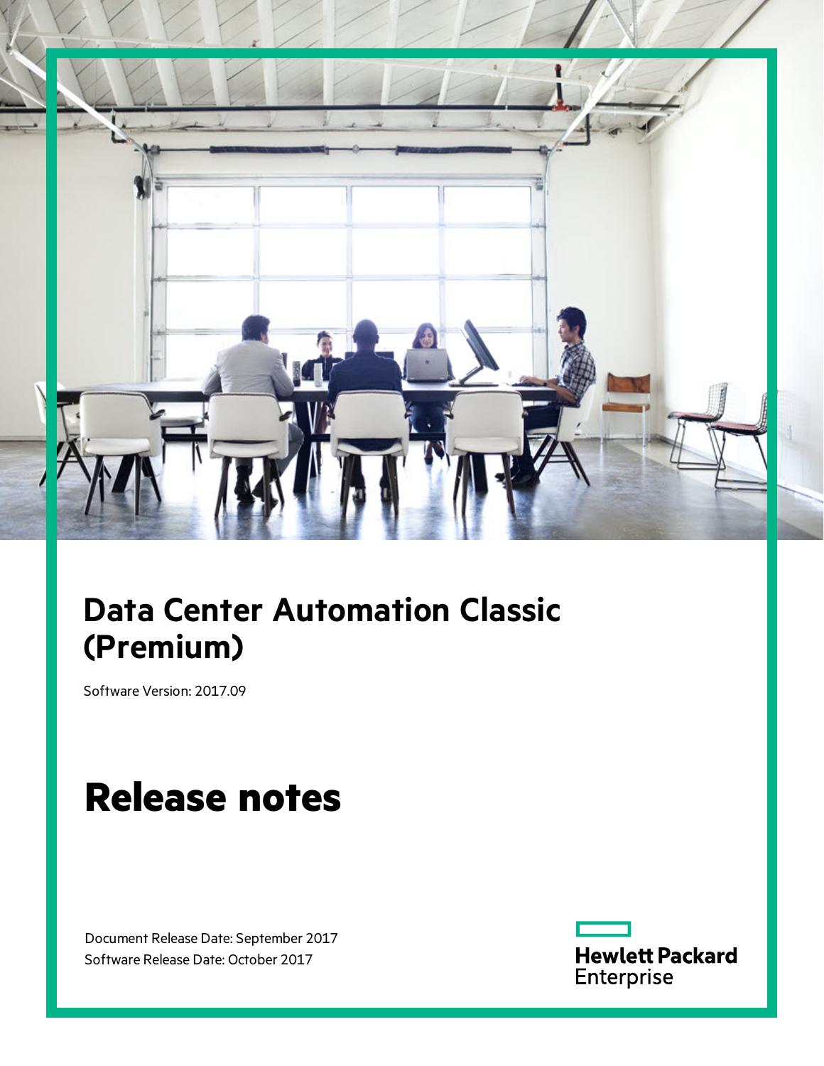# Data Center Automation Classic (Premium)

Software Version: 2017.09

# Release notes

Document Release Date: September 2017
Software Release Date: October 2017

Hewlett Packard Enterprise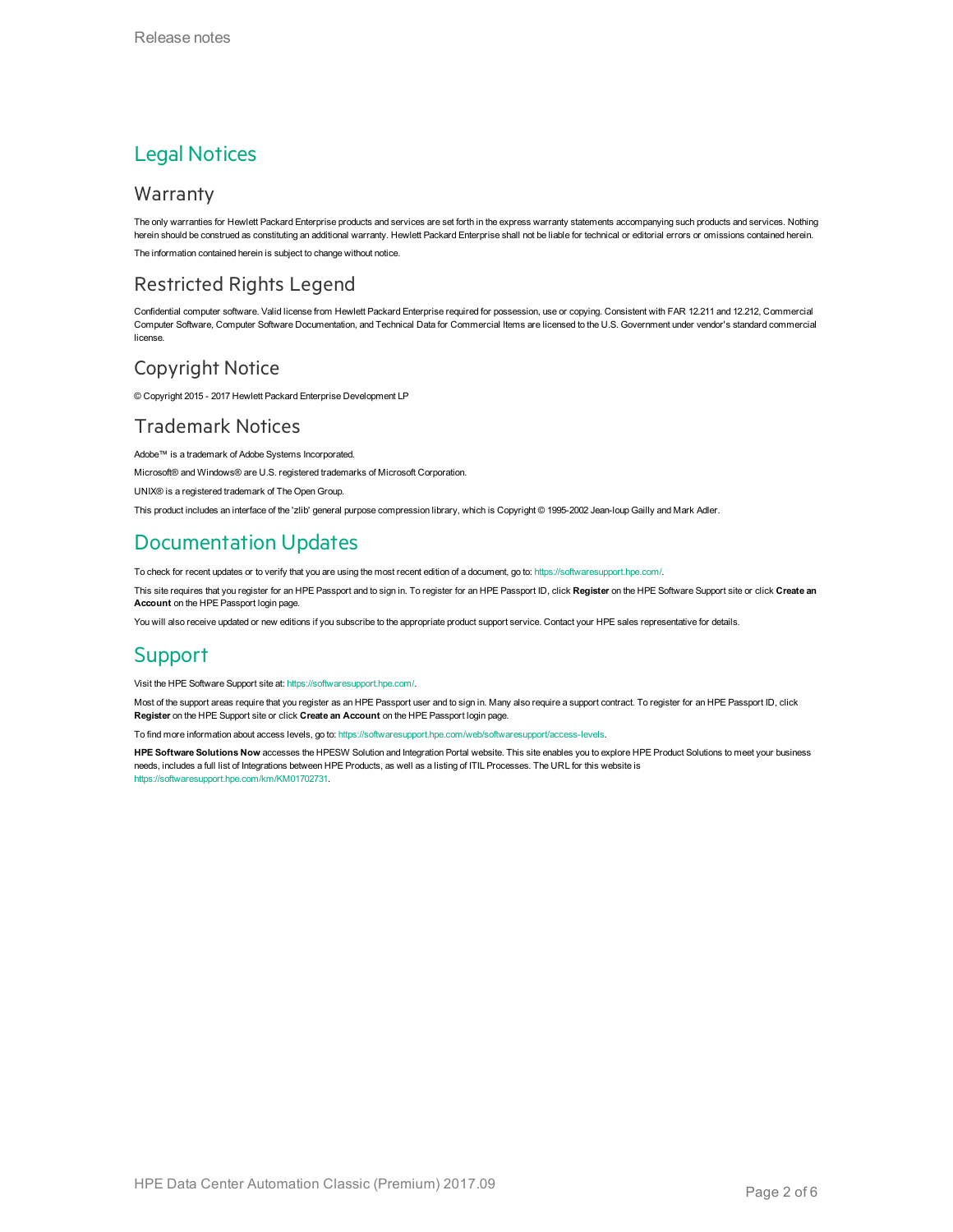# Legal Notices

## Warranty

The only warranties for Hewlett Packard Enterprise products and services are set forth in the express warranty statements accompanying such products and services. Nothing herein should be construed as constituting an additional warranty. Hewlett Packard Enterprise shall not be liable for technical or editorial errors or omissions contained herein.

The information contained herein is subject to change without notice.

## Restricted Rights Legend

Confidential computer software. Valid license from Hewlett Packard Enterprise required for possession, use or copying. Consistent with FAR 12.211 and 12.212, Commercial Computer Software, Computer Software Documentation, and Technical Data for Commercial Items are licensed to the U.S. Government under vendor's standard commercial license.

## Copyright Notice

© Copyright 2015 - 2017 Hewlett Packard Enterprise Development LP

## Trademark Notices

Adobe™ is a trademark of Adobe Systems Incorporated.

Microsoft® and Windows® are U.S. registered trademarks of Microsoft Corporation.

UNIX® is a registered trademark of The Open Group.

This product includes an interface of the 'zlib' general purpose compression library, which is Copyright © 1995-2002 Jean-loup Gailly and Mark Adler.

# Documentation Updates

To check for recent updates or to verify that you are using the most recent edition of a document, go to: https://softwaresupport.hpe.com/.

This site requires that you register for an HPE Passport and to sign in. To register for an HPE Passport ID, click **Register** on the HPE Software Support site or click **Create an Account** on the HPE Passport login page.

You will also receive updated or new editions if you subscribe to the appropriate product support service. Contact your HPE sales representative for details.

# Support

Visit the HPE Software Support site at: https://softwaresupport.hpe.com/.

Most of the support areas require that you register as an HPE Passport user and to sign in. Many also require a support contract. To register for an HPE Passport ID, click **Register** on the HPE Support site or click **Create an Account** on the HPE Passport login page.

To find more information about access levels, go to: https://softwaresupport.hpe.com/web/softwaresupport/access-levels.

**HPE Software Solutions Now** accesses the HPESW Solution and Integration Portal website. This site enables you to explore HPE Product Solutions to meet your business needs, includes a full list of Integrations between HPE Products, as well as a listing of ITIL Processes. The URL for this website is https://softwaresupport.hpe.com/km/KM01702731.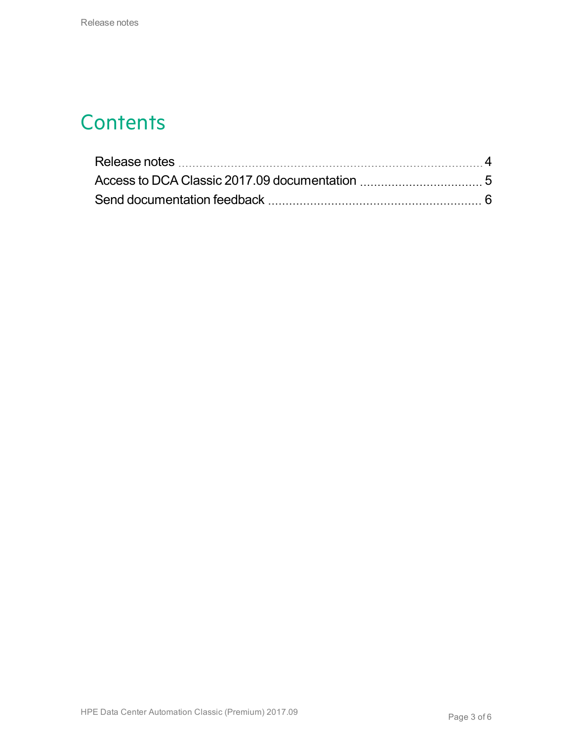# Contents

- Release notes ... 4
- Access to DCA Classic 2017.09 documentation ... 5
- Send documentation feedback ... 6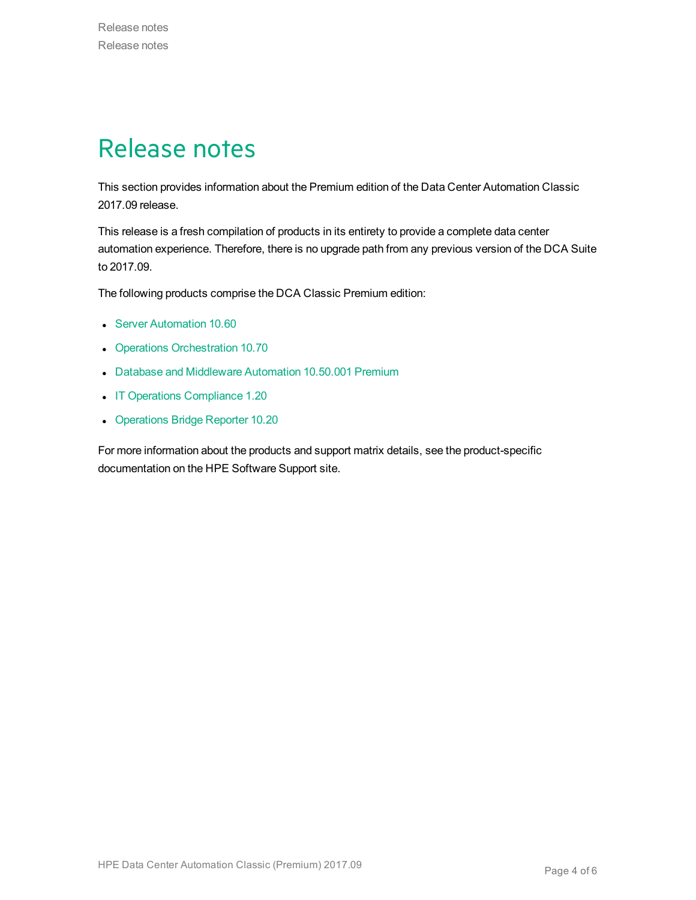# Release notes

This section provides information about the Premium edition of the Data Center Automation Classic 2017.09 release.

This release is a fresh compilation of products in its entirety to provide a complete data center automation experience. Therefore, there is no upgrade path from any previous version of the DCA Suite to 2017.09.

The following products comprise the DCA Classic Premium edition:

- Server Automation 10.60
- Operations Orchestration 10.70
- Database and Middleware Automation 10.50.001 Premium
- IT Operations Compliance 1.20
- Operations Bridge Reporter 10.20

For more information about the products and support matrix details, see the product-specific documentation on the HPE Software Support site.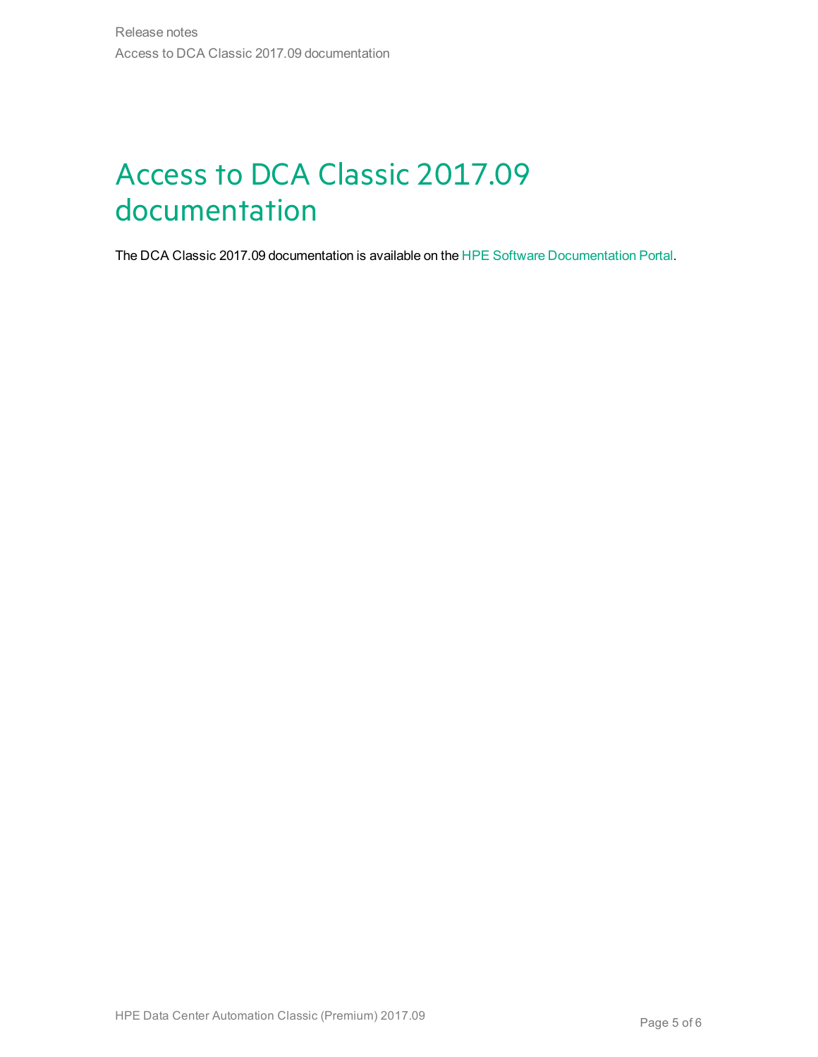# Access to DCA Classic 2017.09 documentation

The DCA Classic 2017.09 documentation is available on the HPE Software Documentation Portal.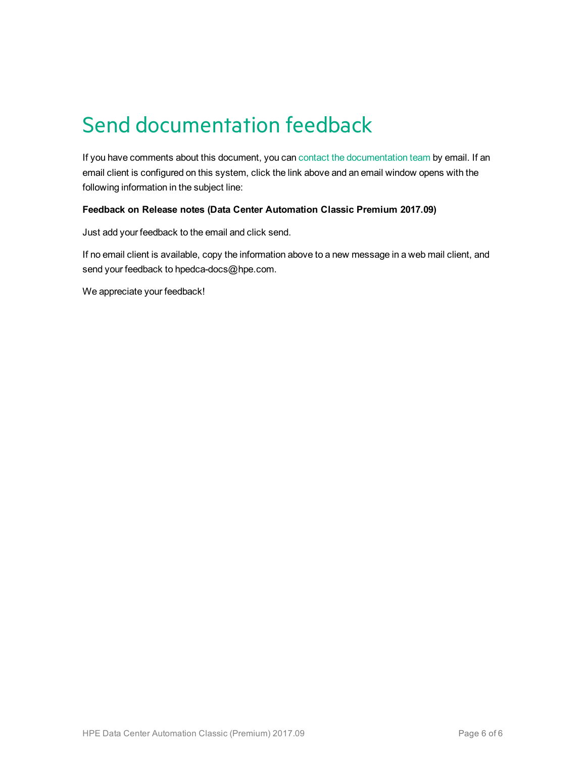# Send documentation feedback

If you have comments about this document, you can contact the documentation team by email. If an email client is configured on this system, click the link above and an email window opens with the following information in the subject line:

**Feedback on Release notes (Data Center Automation Classic Premium 2017.09)**

Just add your feedback to the email and click send.

If no email client is available, copy the information above to a new message in a web mail client, and send your feedback to hpedca-docs@hpe.com.

We appreciate your feedback!